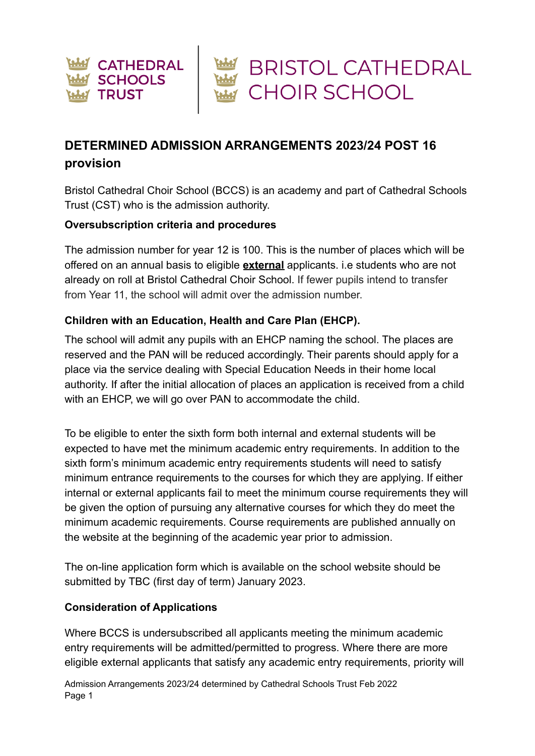CATHEDRAL SCHOOLS TRUST | BRISTOL CATHEDRAL CHOIR SCHOOL

# DETERMINED ADMISSION ARRANGEMENTS 2023/24 POST 16 provision

Bristol Cathedral Choir School (BCCS) is an academy and part of Cathedral Schools Trust (CST) who is the admission authority.

### Oversubscription criteria and procedures

The admission number for year 12 is 100. This is the number of places which will be offered on an annual basis to eligible **external** applicants. i.e students who are not already on roll at Bristol Cathedral Choir School. If fewer pupils intend to transfer from Year 11, the school will admit over the admission number.

### Children with an Education, Health and Care Plan (EHCP).

The school will admit any pupils with an EHCP naming the school. The places are reserved and the PAN will be reduced accordingly. Their parents should apply for a place via the service dealing with Special Education Needs in their home local authority. If after the initial allocation of places an application is received from a child with an EHCP, we will go over PAN to accommodate the child.

To be eligible to enter the sixth form both internal and external students will be expected to have met the minimum academic entry requirements. In addition to the sixth form's minimum academic entry requirements students will need to satisfy minimum entrance requirements to the courses for which they are applying. If either internal or external applicants fail to meet the minimum course requirements they will be given the option of pursuing any alternative courses for which they do meet the minimum academic requirements. Course requirements are published annually on the website at the beginning of the academic year prior to admission.

The on-line application form which is available on the school website should be submitted by TBC (first day of term) January 2023.

### Consideration of Applications

Where BCCS is undersubscribed all applicants meeting the minimum academic entry requirements will be admitted/permitted to progress. Where there are more eligible external applicants that satisfy any academic entry requirements, priority will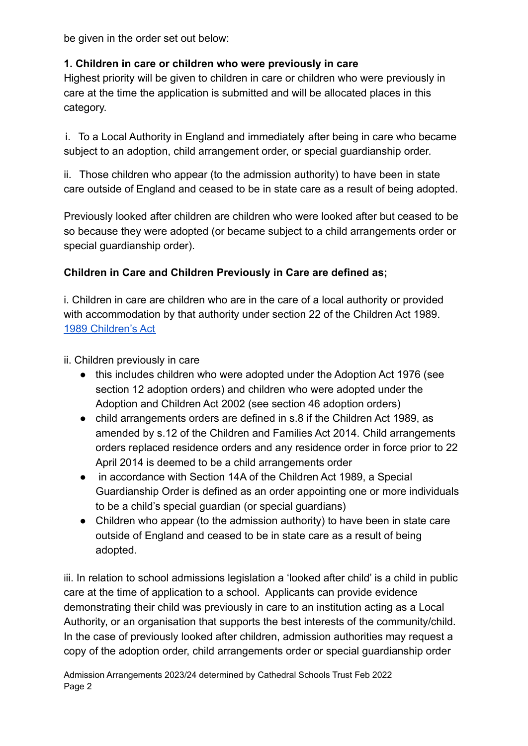be given in the order set out below:

**1. Children in care or children who were previously in care**

Highest priority will be given to children in care or children who were previously in care at the time the application is submitted and will be allocated places in this category.

i. To a Local Authority in England and immediately after being in care who became subject to an adoption, child arrangement order, or special guardianship order.

ii. Those children who appear (to the admission authority) to have been in state care outside of England and ceased to be in state care as a result of being adopted.

Previously looked after children are children who were looked after but ceased to be so because they were adopted (or became subject to a child arrangements order or special guardianship order).

**Children in Care and Children Previously in Care are defined as;**

i. Children in care are children who are in the care of a local authority or provided with accommodation by that authority under section 22 of the Children Act 1989. [1989 Children's Act]

ii. Children previously in care

- this includes children who were adopted under the Adoption Act 1976 (see section 12 adoption orders) and children who were adopted under the Adoption and Children Act 2002 (see section 46 adoption orders)
- child arrangements orders are defined in s.8 if the Children Act 1989, as amended by s.12 of the Children and Families Act 2014. Child arrangements orders replaced residence orders and any residence order in force prior to 22 April 2014 is deemed to be a child arrangements order
- in accordance with Section 14A of the Children Act 1989, a Special Guardianship Order is defined as an order appointing one or more individuals to be a child's special guardian (or special guardians)
- Children who appear (to the admission authority) to have been in state care outside of England and ceased to be in state care as a result of being adopted.

iii. In relation to school admissions legislation a 'looked after child' is a child in public care at the time of application to a school. Applicants can provide evidence demonstrating their child was previously in care to an institution acting as a Local Authority, or an organisation that supports the best interests of the community/child. In the case of previously looked after children, admission authorities may request a copy of the adoption order, child arrangements order or special guardianship order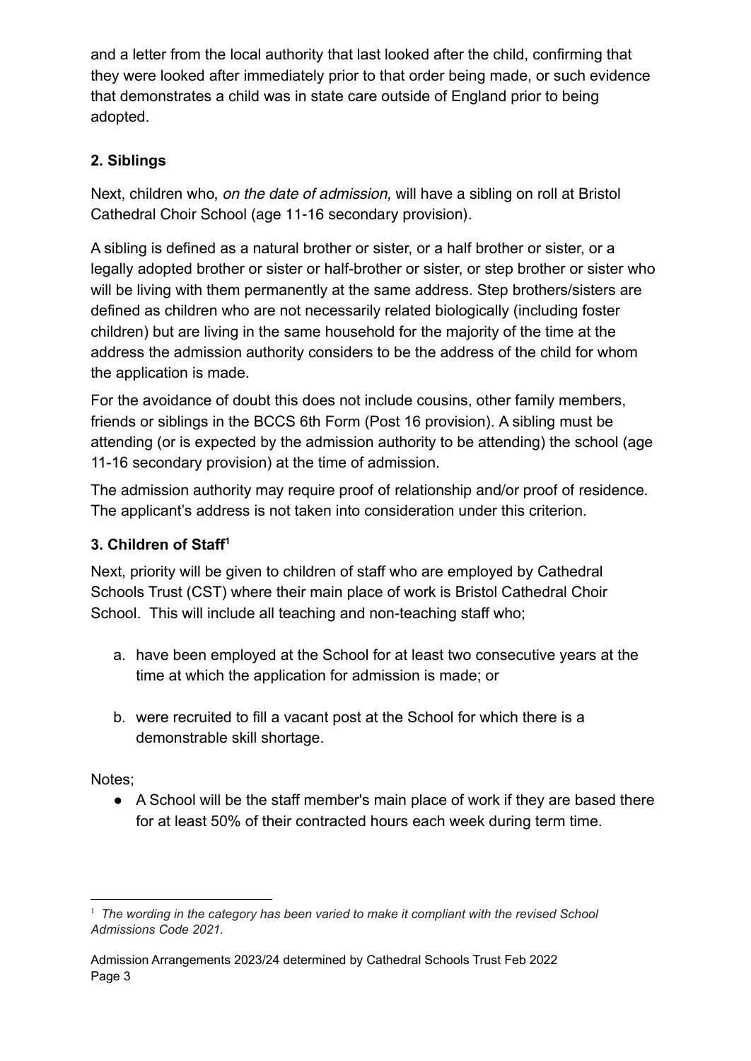and a letter from the local authority that last looked after the child, confirming that they were looked after immediately prior to that order being made, or such evidence that demonstrates a child was in state care outside of England prior to being adopted.

**2. Siblings**

Next, children who, *on the date of admission,* will have a sibling on roll at Bristol Cathedral Choir School (age 11-16 secondary provision).

A sibling is defined as a natural brother or sister, or a half brother or sister, or a legally adopted brother or sister or half-brother or sister, or step brother or sister who will be living with them permanently at the same address. Step brothers/sisters are defined as children who are not necessarily related biologically (including foster children) but are living in the same household for the majority of the time at the address the admission authority considers to be the address of the child for whom the application is made.

For the avoidance of doubt this does not include cousins, other family members, friends or siblings in the BCCS 6th Form (Post 16 provision). A sibling must be attending (or is expected by the admission authority to be attending) the school (age 11-16 secondary provision) at the time of admission.

The admission authority may require proof of relationship and/or proof of residence. The applicant's address is not taken into consideration under this criterion.

**3. Children of Staff[1]**

Next, priority will be given to children of staff who are employed by Cathedral Schools Trust (CST) where their main place of work is Bristol Cathedral Choir School. This will include all teaching and non-teaching staff who;

a. have been employed at the School for at least two consecutive years at the time at which the application for admission is made; or

b. were recruited to fill a vacant post at the School for which there is a demonstrable skill shortage.

Notes;

- A School will be the staff member's main place of work if they are based there for at least 50% of their contracted hours each week during term time.

---

[1] *The wording in the category has been varied to make it compliant with the revised School Admissions Code 2021.*

Admission Arrangements 2023/24 determined by Cathedral Schools Trust Feb 2022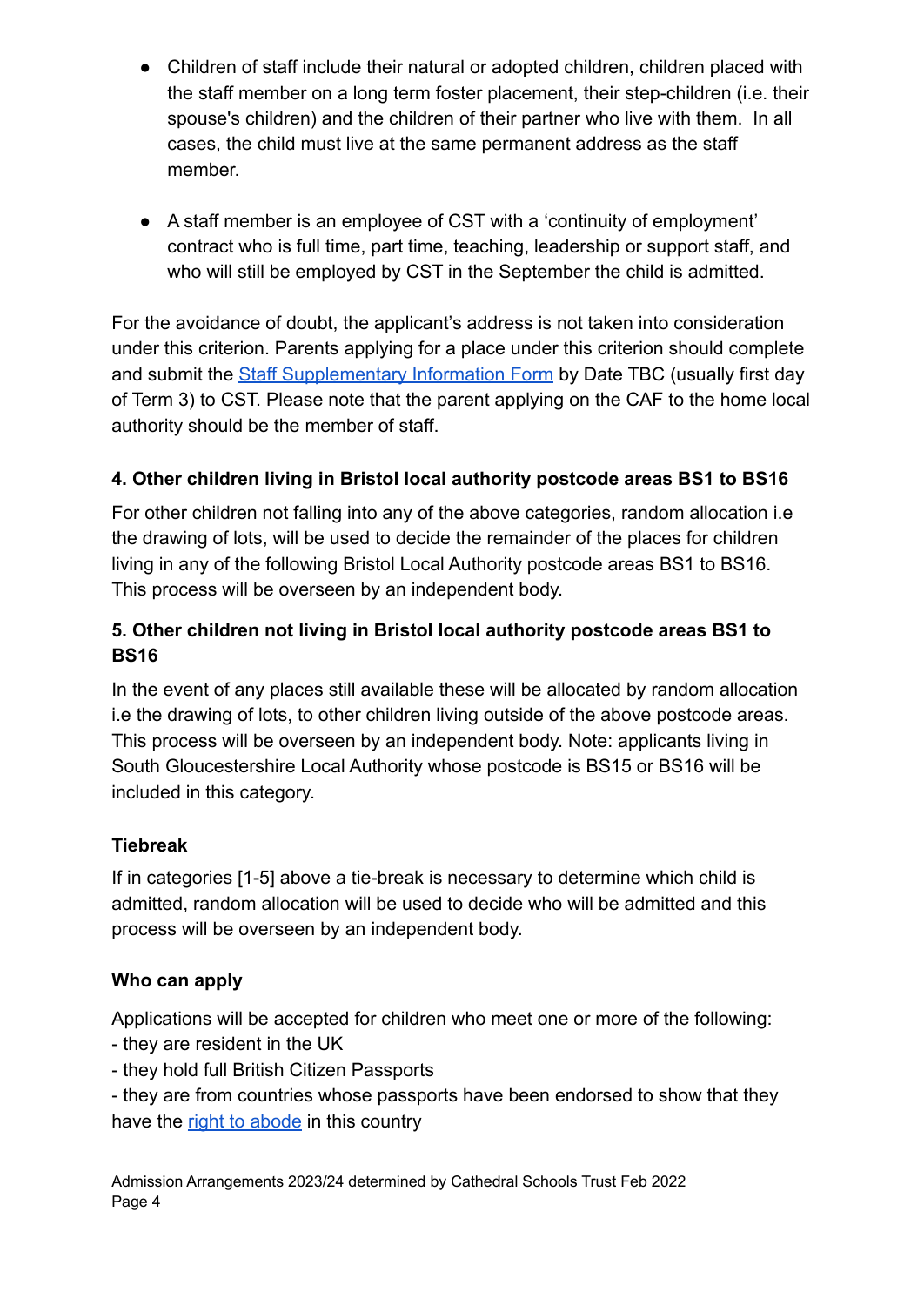- Children of staff include their natural or adopted children, children placed with the staff member on a long term foster placement, their step-children (i.e. their spouse's children) and the children of their partner who live with them. In all cases, the child must live at the same permanent address as the staff member.

- A staff member is an employee of CST with a 'continuity of employment' contract who is full time, part time, teaching, leadership or support staff, and who will still be employed by CST in the September the child is admitted.

For the avoidance of doubt, the applicant's address is not taken into consideration under this criterion. Parents applying for a place under this criterion should complete and submit the [Staff Supplementary Information Form]() by Date TBC (usually first day of Term 3) to CST. Please note that the parent applying on the CAF to the home local authority should be the member of staff.

**4. Other children living in Bristol local authority postcode areas BS1 to BS16**

For other children not falling into any of the above categories, random allocation i.e the drawing of lots, will be used to decide the remainder of the places for children living in any of the following Bristol Local Authority postcode areas BS1 to BS16. This process will be overseen by an independent body.

**5. Other children not living in Bristol local authority postcode areas BS1 to BS16**

In the event of any places still available these will be allocated by random allocation i.e the drawing of lots, to other children living outside of the above postcode areas. This process will be overseen by an independent body. Note: applicants living in South Gloucestershire Local Authority whose postcode is BS15 or BS16 will be included in this category.

**Tiebreak**

If in categories [1-5] above a tie-break is necessary to determine which child is admitted, random allocation will be used to decide who will be admitted and this process will be overseen by an independent body.

**Who can apply**

Applications will be accepted for children who meet one or more of the following:
- they are resident in the UK
- they hold full British Citizen Passports
- they are from countries whose passports have been endorsed to show that they have the [right to abode]() in this country

Admission Arrangements 2023/24 determined by Cathedral Schools Trust Feb 2022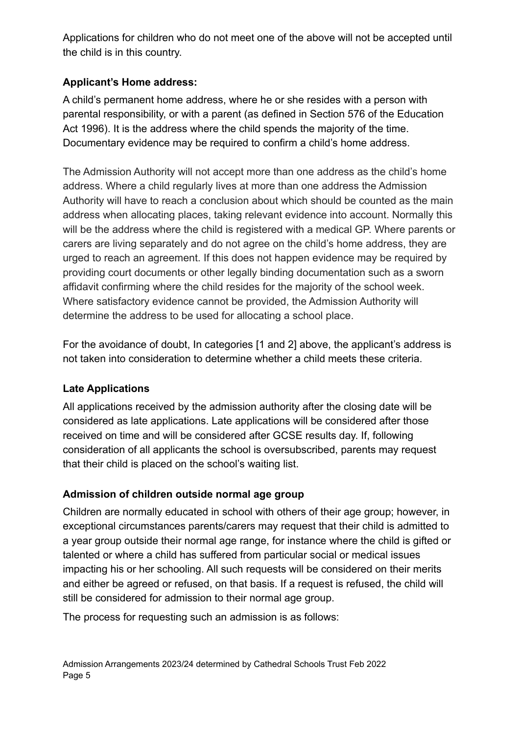Applications for children who do not meet one of the above will not be accepted until the child is in this country.

**Applicant's Home address:**

A child's permanent home address, where he or she resides with a person with parental responsibility, or with a parent (as defined in Section 576 of the Education Act 1996). It is the address where the child spends the majority of the time. Documentary evidence may be required to confirm a child's home address.

The Admission Authority will not accept more than one address as the child's home address. Where a child regularly lives at more than one address the Admission Authority will have to reach a conclusion about which should be counted as the main address when allocating places, taking relevant evidence into account. Normally this will be the address where the child is registered with a medical GP. Where parents or carers are living separately and do not agree on the child's home address, they are urged to reach an agreement. If this does not happen evidence may be required by providing court documents or other legally binding documentation such as a sworn affidavit confirming where the child resides for the majority of the school week. Where satisfactory evidence cannot be provided, the Admission Authority will determine the address to be used for allocating a school place.

For the avoidance of doubt, In categories [1 and 2] above, the applicant's address is not taken into consideration to determine whether a child meets these criteria.

**Late Applications**

All applications received by the admission authority after the closing date will be considered as late applications. Late applications will be considered after those received on time and will be considered after GCSE results day. If, following consideration of all applicants the school is oversubscribed, parents may request that their child is placed on the school's waiting list.

**Admission of children outside normal age group**

Children are normally educated in school with others of their age group; however, in exceptional circumstances parents/carers may request that their child is admitted to a year group outside their normal age range, for instance where the child is gifted or talented or where a child has suffered from particular social or medical issues impacting his or her schooling. All such requests will be considered on their merits and either be agreed or refused, on that basis. If a request is refused, the child will still be considered for admission to their normal age group.

The process for requesting such an admission is as follows: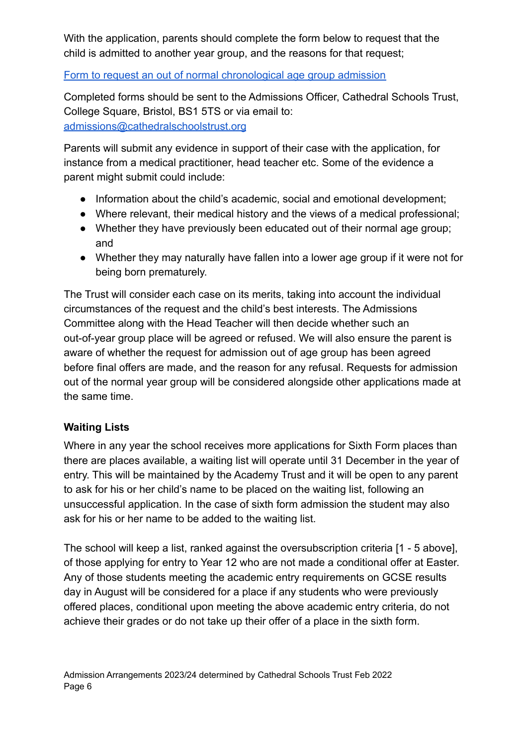With the application, parents should complete the form below to request that the child is admitted to another year group, and the reasons for that request;

[Form to request an out of normal chronological age group admission](#)

Completed forms should be sent to the Admissions Officer, Cathedral Schools Trust, College Square, Bristol, BS1 5TS or via email to: [admissions@cathedralschoolstrust.org](mailto:admissions@cathedralschoolstrust.org)

Parents will submit any evidence in support of their case with the application, for instance from a medical practitioner, head teacher etc. Some of the evidence a parent might submit could include:

- Information about the child's academic, social and emotional development;
- Where relevant, their medical history and the views of a medical professional;
- Whether they have previously been educated out of their normal age group; and
- Whether they may naturally have fallen into a lower age group if it were not for being born prematurely.

The Trust will consider each case on its merits, taking into account the individual circumstances of the request and the child's best interests. The Admissions Committee along with the Head Teacher will then decide whether such an out-of-year group place will be agreed or refused. We will also ensure the parent is aware of whether the request for admission out of age group has been agreed before final offers are made, and the reason for any refusal. Requests for admission out of the normal year group will be considered alongside other applications made at the same time.

**Waiting Lists**

Where in any year the school receives more applications for Sixth Form places than there are places available, a waiting list will operate until 31 December in the year of entry. This will be maintained by the Academy Trust and it will be open to any parent to ask for his or her child's name to be placed on the waiting list, following an unsuccessful application. In the case of sixth form admission the student may also ask for his or her name to be added to the waiting list.

The school will keep a list, ranked against the oversubscription criteria [1 - 5 above], of those applying for entry to Year 12 who are not made a conditional offer at Easter. Any of those students meeting the academic entry requirements on GCSE results day in August will be considered for a place if any students who were previously offered places, conditional upon meeting the above academic entry criteria, do not achieve their grades or do not take up their offer of a place in the sixth form.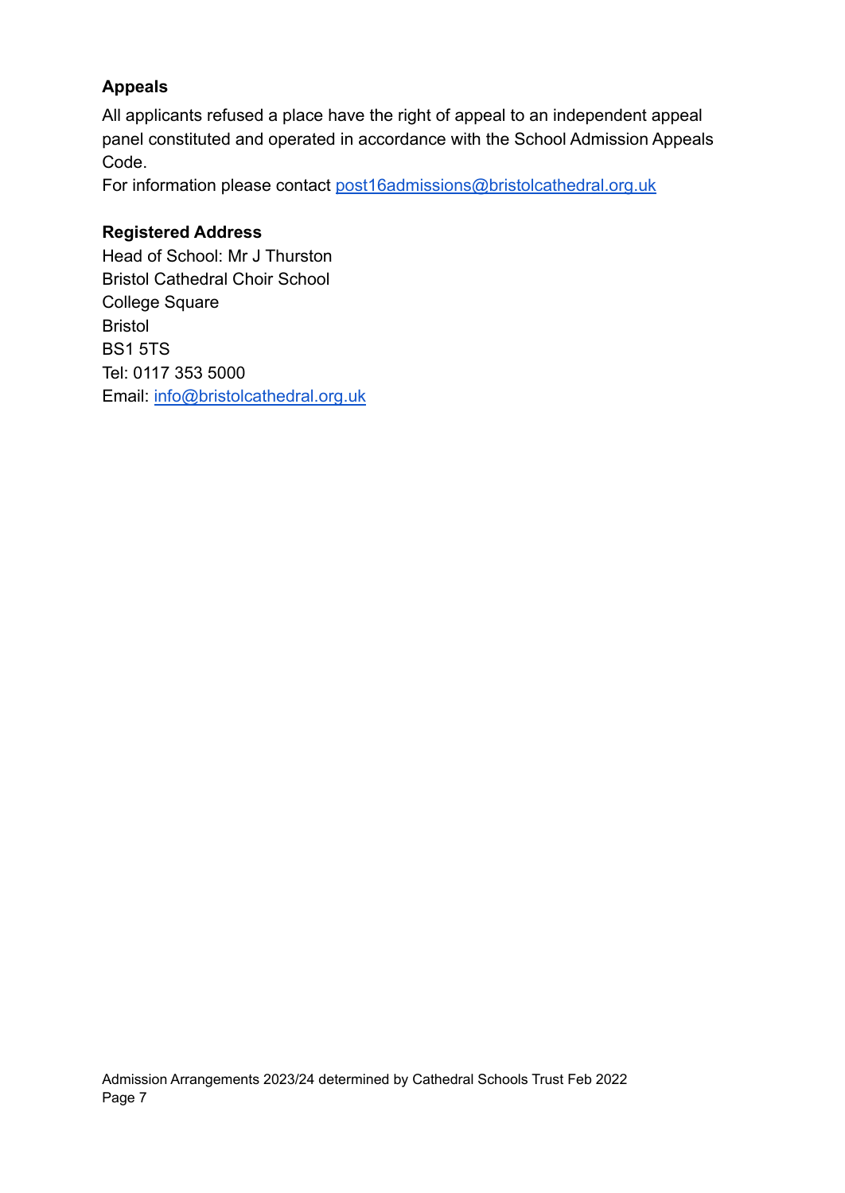**Appeals**

All applicants refused a place have the right of appeal to an independent appeal panel constituted and operated in accordance with the School Admission Appeals Code.

For information please contact post16admissions@bristolcathedral.org.uk

**Registered Address**

Head of School: Mr J Thurston
Bristol Cathedral Choir School
College Square
Bristol
BS1 5TS
Tel: 0117 353 5000
Email: info@bristolcathedral.org.uk